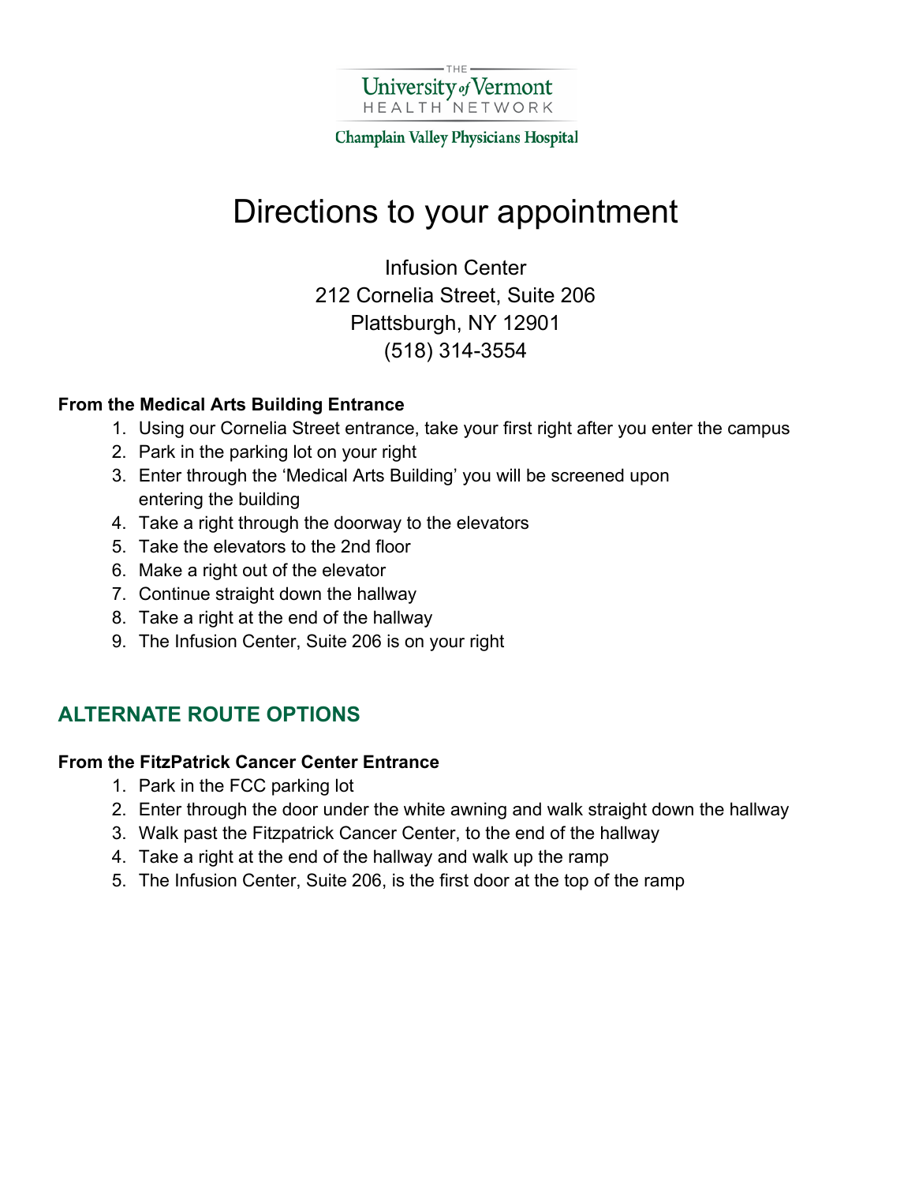THE University of Vermont HEALTH NETWORK

Champlain Valley Physicians Hospital

# Directions to your appointment

Infusion Center
212 Cornelia Street, Suite 206
Plattsburgh, NY 12901
(518) 314-3554

**From the Medical Arts Building Entrance**

1. Using our Cornelia Street entrance, take your first right after you enter the campus
2. Park in the parking lot on your right
3. Enter through the 'Medical Arts Building' you will be screened upon entering the building
4. Take a right through the doorway to the elevators
5. Take the elevators to the 2nd floor
6. Make a right out of the elevator
7. Continue straight down the hallway
8. Take a right at the end of the hallway
9. The Infusion Center, Suite 206 is on your right

## ALTERNATE ROUTE OPTIONS

**From the FitzPatrick Cancer Center Entrance**

1. Park in the FCC parking lot
2. Enter through the door under the white awning and walk straight down the hallway
3. Walk past the Fitzpatrick Cancer Center, to the end of the hallway
4. Take a right at the end of the hallway and walk up the ramp
5. The Infusion Center, Suite 206, is the first door at the top of the ramp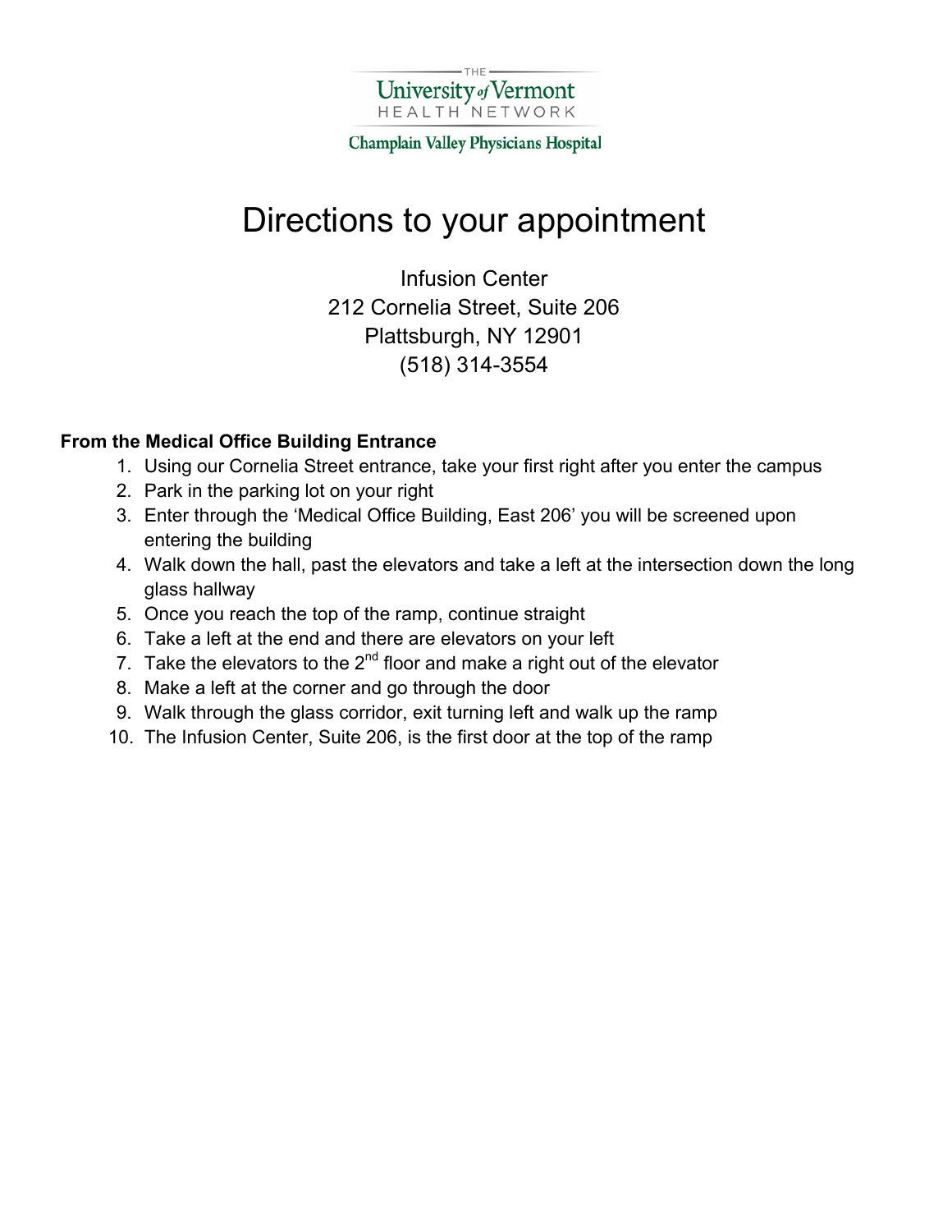THE

University of Vermont

HEALTH NETWORK

Champlain Valley Physicians Hospital

# Directions to your appointment

Infusion Center
212 Cornelia Street, Suite 206
Plattsburgh, NY 12901
(518) 314-3554

**From the Medical Office Building Entrance**

1. Using our Cornelia Street entrance, take your first right after you enter the campus
2. Park in the parking lot on your right
3. Enter through the 'Medical Office Building, East 206' you will be screened upon entering the building
4. Walk down the hall, past the elevators and take a left at the intersection down the long glass hallway
5. Once you reach the top of the ramp, continue straight
6. Take a left at the end and there are elevators on your left
7. Take the elevators to the 2nd floor and make a right out of the elevator
8. Make a left at the corner and go through the door
9. Walk through the glass corridor, exit turning left and walk up the ramp
10. The Infusion Center, Suite 206, is the first door at the top of the ramp